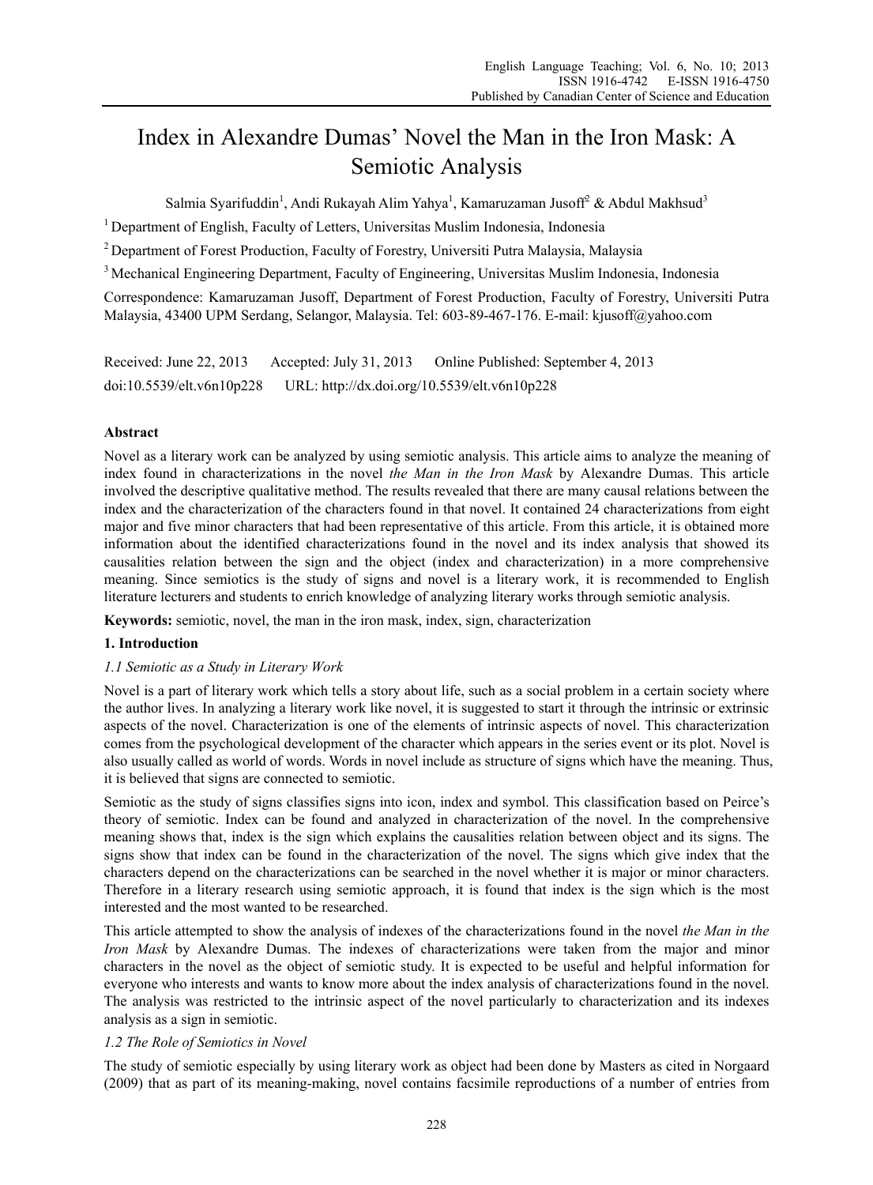# Index in Alexandre Dumas' Novel the Man in the Iron Mask: A Semiotic Analysis

Salmia Syarifuddin[1], Andi Rukayah Alim Yahya[1], Kamaruzaman Jusoff[2] & Abdul Makhsud[3]

[1] Department of English, Faculty of Letters, Universitas Muslim Indonesia, Indonesia

[2] Department of Forest Production, Faculty of Forestry, Universiti Putra Malaysia, Malaysia

[3] Mechanical Engineering Department, Faculty of Engineering, Universitas Muslim Indonesia, Indonesia

Correspondence: Kamaruzaman Jusoff, Department of Forest Production, Faculty of Forestry, Universiti Putra Malaysia, 43400 UPM Serdang, Selangor, Malaysia. Tel: 603-89-467-176. E-mail: kjusoff@yahoo.com

Received: June 22, 2013 Accepted: July 31, 2013 Online Published: September 4, 2013

doi:10.5539/elt.v6n10p228 URL: http://dx.doi.org/10.5539/elt.v6n10p228

## Abstract

Novel as a literary work can be analyzed by using semiotic analysis. This article aims to analyze the meaning of index found in characterizations in the novel *the Man in the Iron Mask* by Alexandre Dumas. This article involved the descriptive qualitative method. The results revealed that there are many causal relations between the index and the characterization of the characters found in that novel. It contained 24 characterizations from eight major and five minor characters that had been representative of this article. From this article, it is obtained more information about the identified characterizations found in the novel and its index analysis that showed its causalities relation between the sign and the object (index and characterization) in a more comprehensive meaning. Since semiotics is the study of signs and novel is a literary work, it is recommended to English literature lecturers and students to enrich knowledge of analyzing literary works through semiotic analysis.

**Keywords:** semiotic, novel, the man in the iron mask, index, sign, characterization

## 1. Introduction

### *1.1 Semiotic as a Study in Literary Work*

Novel is a part of literary work which tells a story about life, such as a social problem in a certain society where the author lives. In analyzing a literary work like novel, it is suggested to start it through the intrinsic or extrinsic aspects of the novel. Characterization is one of the elements of intrinsic aspects of novel. This characterization comes from the psychological development of the character which appears in the series event or its plot. Novel is also usually called as world of words. Words in novel include as structure of signs which have the meaning. Thus, it is believed that signs are connected to semiotic.

Semiotic as the study of signs classifies signs into icon, index and symbol. This classification based on Peirce's theory of semiotic. Index can be found and analyzed in characterization of the novel. In the comprehensive meaning shows that, index is the sign which explains the causalities relation between object and its signs. The signs show that index can be found in the characterization of the novel. The signs which give index that the characters depend on the characterizations can be searched in the novel whether it is major or minor characters. Therefore in a literary research using semiotic approach, it is found that index is the sign which is the most interested and the most wanted to be researched.

This article attempted to show the analysis of indexes of the characterizations found in the novel *the Man in the Iron Mask* by Alexandre Dumas. The indexes of characterizations were taken from the major and minor characters in the novel as the object of semiotic study. It is expected to be useful and helpful information for everyone who interests and wants to know more about the index analysis of characterizations found in the novel. The analysis was restricted to the intrinsic aspect of the novel particularly to characterization and its indexes analysis as a sign in semiotic.

### *1.2 The Role of Semiotics in Novel*

The study of semiotic especially by using literary work as object had been done by Masters as cited in Norgaard (2009) that as part of its meaning-making, novel contains facsimile reproductions of a number of entries from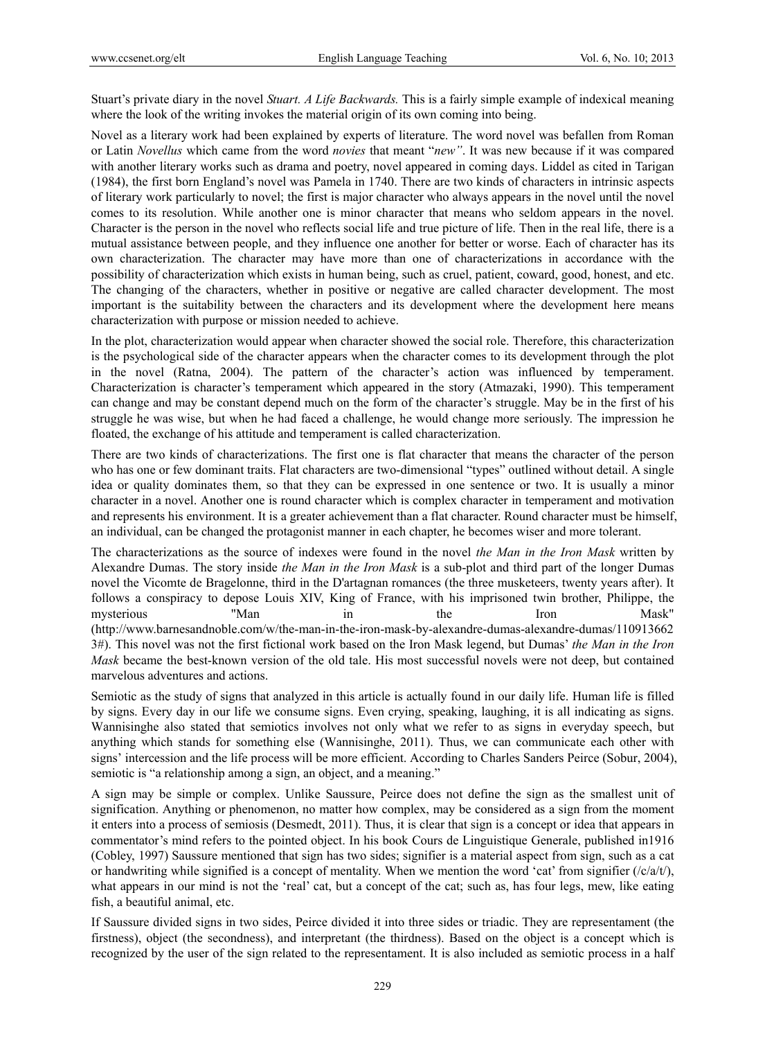Stuart's private diary in the novel *Stuart. A Life Backwards.* This is a fairly simple example of indexical meaning where the look of the writing invokes the material origin of its own coming into being.

Novel as a literary work had been explained by experts of literature. The word novel was befallen from Roman or Latin *Novellus* which came from the word *novies* that meant "*new"*. It was new because if it was compared with another literary works such as drama and poetry, novel appeared in coming days. Liddel as cited in Tarigan (1984), the first born England's novel was Pamela in 1740. There are two kinds of characters in intrinsic aspects of literary work particularly to novel; the first is major character who always appears in the novel until the novel comes to its resolution. While another one is minor character that means who seldom appears in the novel. Character is the person in the novel who reflects social life and true picture of life. Then in the real life, there is a mutual assistance between people, and they influence one another for better or worse. Each of character has its own characterization. The character may have more than one of characterizations in accordance with the possibility of characterization which exists in human being, such as cruel, patient, coward, good, honest, and etc. The changing of the characters, whether in positive or negative are called character development. The most important is the suitability between the characters and its development where the development here means characterization with purpose or mission needed to achieve.

In the plot, characterization would appear when character showed the social role. Therefore, this characterization is the psychological side of the character appears when the character comes to its development through the plot in the novel (Ratna, 2004). The pattern of the character's action was influenced by temperament. Characterization is character's temperament which appeared in the story (Atmazaki, 1990). This temperament can change and may be constant depend much on the form of the character's struggle. May be in the first of his struggle he was wise, but when he had faced a challenge, he would change more seriously. The impression he floated, the exchange of his attitude and temperament is called characterization.

There are two kinds of characterizations. The first one is flat character that means the character of the person who has one or few dominant traits. Flat characters are two-dimensional "types" outlined without detail. A single idea or quality dominates them, so that they can be expressed in one sentence or two. It is usually a minor character in a novel. Another one is round character which is complex character in temperament and motivation and represents his environment. It is a greater achievement than a flat character. Round character must be himself, an individual, can be changed the protagonist manner in each chapter, he becomes wiser and more tolerant.

The characterizations as the source of indexes were found in the novel *the Man in the Iron Mask* written by Alexandre Dumas. The story inside *the Man in the Iron Mask* is a sub-plot and third part of the longer Dumas novel the Vicomte de Bragelonne, third in the D'artagnan romances (the three musketeers, twenty years after). It follows a conspiracy to depose Louis XIV, King of France, with his imprisoned twin brother, Philippe, the mysterious "Man in the Iron Mask" (http://www.barnesandnoble.com/w/the-man-in-the-iron-mask-by-alexandre-dumas-alexandre-dumas/1109136623#). This novel was not the first fictional work based on the Iron Mask legend, but Dumas' *the Man in the Iron Mask* became the best-known version of the old tale. His most successful novels were not deep, but contained marvelous adventures and actions.

Semiotic as the study of signs that analyzed in this article is actually found in our daily life. Human life is filled by signs. Every day in our life we consume signs. Even crying, speaking, laughing, it is all indicating as signs. Wannisinghe also stated that semiotics involves not only what we refer to as signs in everyday speech, but anything which stands for something else (Wannisinghe, 2011). Thus, we can communicate each other with signs' intercession and the life process will be more efficient. According to Charles Sanders Peirce (Sobur, 2004), semiotic is "a relationship among a sign, an object, and a meaning."

A sign may be simple or complex. Unlike Saussure, Peirce does not define the sign as the smallest unit of signification. Anything or phenomenon, no matter how complex, may be considered as a sign from the moment it enters into a process of semiosis (Desmedt, 2011). Thus, it is clear that sign is a concept or idea that appears in commentator's mind refers to the pointed object. In his book Cours de Linguistique Generale, published in1916 (Cobley, 1997) Saussure mentioned that sign has two sides; signifier is a material aspect from sign, such as a cat or handwriting while signified is a concept of mentality. When we mention the word 'cat' from signifier (/c/a/t/), what appears in our mind is not the 'real' cat, but a concept of the cat; such as, has four legs, mew, like eating fish, a beautiful animal, etc.

If Saussure divided signs in two sides, Peirce divided it into three sides or triadic. They are representament (the firstness), object (the secondness), and interpretant (the thirdness). Based on the object is a concept which is recognized by the user of the sign related to the representament. It is also included as semiotic process in a half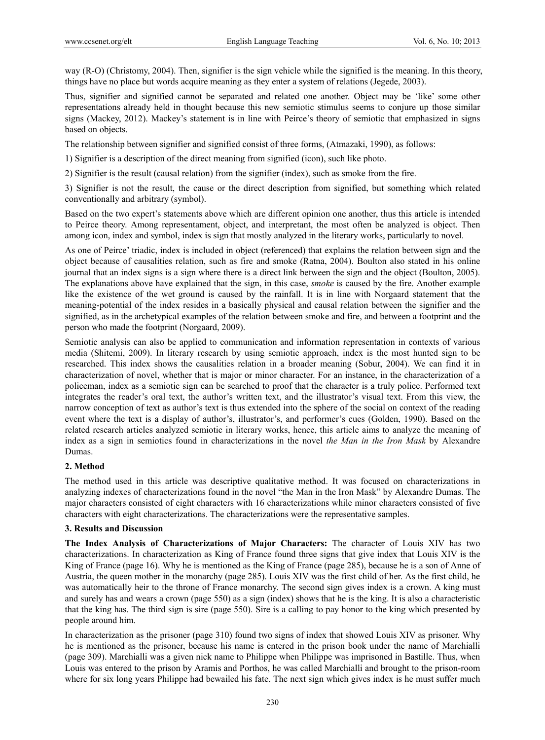way (R-O) (Christomy, 2004). Then, signifier is the sign vehicle while the signified is the meaning. In this theory, things have no place but words acquire meaning as they enter a system of relations (Jegede, 2003).

Thus, signifier and signified cannot be separated and related one another. Object may be 'like' some other representations already held in thought because this new semiotic stimulus seems to conjure up those similar signs (Mackey, 2012). Mackey's statement is in line with Peirce's theory of semiotic that emphasized in signs based on objects.

The relationship between signifier and signified consist of three forms, (Atmazaki, 1990), as follows:

1) Signifier is a description of the direct meaning from signified (icon), such like photo.

2) Signifier is the result (causal relation) from the signifier (index), such as smoke from the fire.

3) Signifier is not the result, the cause or the direct description from signified, but something which related conventionally and arbitrary (symbol).

Based on the two expert's statements above which are different opinion one another, thus this article is intended to Peirce theory. Among representament, object, and interpretant, the most often be analyzed is object. Then among icon, index and symbol, index is sign that mostly analyzed in the literary works, particularly to novel.

As one of Peirce' triadic, index is included in object (referenced) that explains the relation between sign and the object because of causalities relation, such as fire and smoke (Ratna, 2004). Boulton also stated in his online journal that an index signs is a sign where there is a direct link between the sign and the object (Boulton, 2005). The explanations above have explained that the sign, in this case, *smoke* is caused by the fire. Another example like the existence of the wet ground is caused by the rainfall. It is in line with Norgaard statement that the meaning-potential of the index resides in a basically physical and causal relation between the signifier and the signified, as in the archetypical examples of the relation between smoke and fire, and between a footprint and the person who made the footprint (Norgaard, 2009).

Semiotic analysis can also be applied to communication and information representation in contexts of various media (Shitemi, 2009). In literary research by using semiotic approach, index is the most hunted sign to be researched. This index shows the causalities relation in a broader meaning (Sobur, 2004). We can find it in characterization of novel, whether that is major or minor character. For an instance, in the characterization of a policeman, index as a semiotic sign can be searched to proof that the character is a truly police. Performed text integrates the reader's oral text, the author's written text, and the illustrator's visual text. From this view, the narrow conception of text as author's text is thus extended into the sphere of the social on context of the reading event where the text is a display of author's, illustrator's, and performer's cues (Golden, 1990). Based on the related research articles analyzed semiotic in literary works, hence, this article aims to analyze the meaning of index as a sign in semiotics found in characterizations in the novel *the Man in the Iron Mask* by Alexandre Dumas.

## 2. Method

The method used in this article was descriptive qualitative method. It was focused on characterizations in analyzing indexes of characterizations found in the novel "the Man in the Iron Mask" by Alexandre Dumas. The major characters consisted of eight characters with 16 characterizations while minor characters consisted of five characters with eight characterizations. The characterizations were the representative samples.

## 3. Results and Discussion

**The Index Analysis of Characterizations of Major Characters:** The character of Louis XIV has two characterizations. In characterization as King of France found three signs that give index that Louis XIV is the King of France (page 16). Why he is mentioned as the King of France (page 285), because he is a son of Anne of Austria, the queen mother in the monarchy (page 285). Louis XIV was the first child of her. As the first child, he was automatically heir to the throne of France monarchy. The second sign gives index is a crown. A king must and surely has and wears a crown (page 550) as a sign (index) shows that he is the king. It is also a characteristic that the king has. The third sign is sire (page 550). Sire is a calling to pay honor to the king which presented by people around him.

In characterization as the prisoner (page 310) found two signs of index that showed Louis XIV as prisoner. Why he is mentioned as the prisoner, because his name is entered in the prison book under the name of Marchialli (page 309). Marchialli was a given nick name to Philippe when Philippe was imprisoned in Bastille. Thus, when Louis was entered to the prison by Aramis and Porthos, he was called Marchialli and brought to the prison-room where for six long years Philippe had bewailed his fate. The next sign which gives index is he must suffer much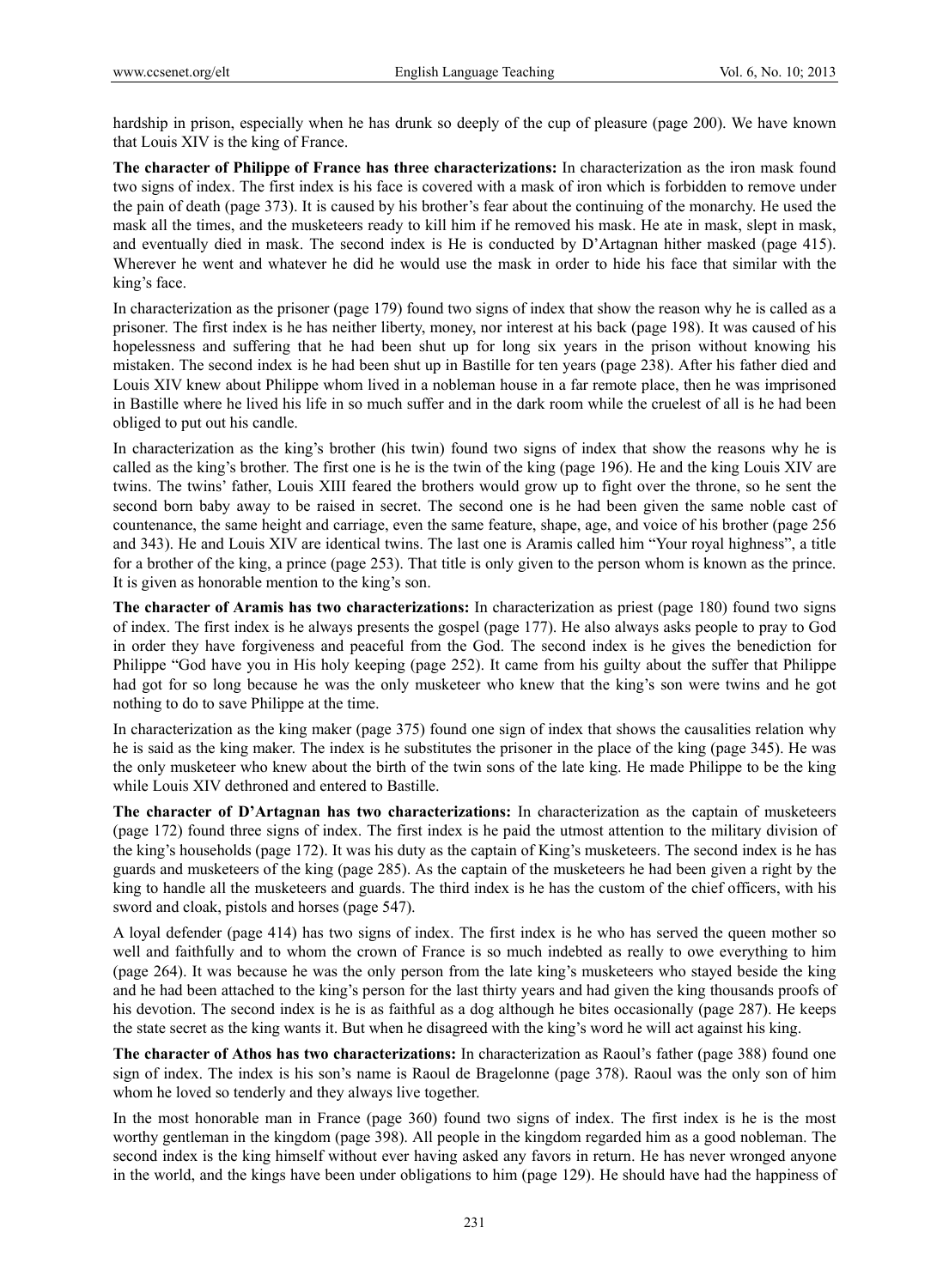hardship in prison, especially when he has drunk so deeply of the cup of pleasure (page 200). We have known that Louis XIV is the king of France.

**The character of Philippe of France has three characterizations:** In characterization as the iron mask found two signs of index. The first index is his face is covered with a mask of iron which is forbidden to remove under the pain of death (page 373). It is caused by his brother's fear about the continuing of the monarchy. He used the mask all the times, and the musketeers ready to kill him if he removed his mask. He ate in mask, slept in mask, and eventually died in mask. The second index is He is conducted by D'Artagnan hither masked (page 415). Wherever he went and whatever he did he would use the mask in order to hide his face that similar with the king's face.

In characterization as the prisoner (page 179) found two signs of index that show the reason why he is called as a prisoner. The first index is he has neither liberty, money, nor interest at his back (page 198). It was caused of his hopelessness and suffering that he had been shut up for long six years in the prison without knowing his mistaken. The second index is he had been shut up in Bastille for ten years (page 238). After his father died and Louis XIV knew about Philippe whom lived in a nobleman house in a far remote place, then he was imprisoned in Bastille where he lived his life in so much suffer and in the dark room while the cruelest of all is he had been obliged to put out his candle.

In characterization as the king's brother (his twin) found two signs of index that show the reasons why he is called as the king's brother. The first one is he is the twin of the king (page 196). He and the king Louis XIV are twins. The twins' father, Louis XIII feared the brothers would grow up to fight over the throne, so he sent the second born baby away to be raised in secret. The second one is he had been given the same noble cast of countenance, the same height and carriage, even the same feature, shape, age, and voice of his brother (page 256 and 343). He and Louis XIV are identical twins. The last one is Aramis called him "Your royal highness", a title for a brother of the king, a prince (page 253). That title is only given to the person whom is known as the prince. It is given as honorable mention to the king's son.

**The character of Aramis has two characterizations:** In characterization as priest (page 180) found two signs of index. The first index is he always presents the gospel (page 177). He also always asks people to pray to God in order they have forgiveness and peaceful from the God. The second index is he gives the benediction for Philippe "God have you in His holy keeping (page 252). It came from his guilty about the suffer that Philippe had got for so long because he was the only musketeer who knew that the king's son were twins and he got nothing to do to save Philippe at the time.

In characterization as the king maker (page 375) found one sign of index that shows the causalities relation why he is said as the king maker. The index is he substitutes the prisoner in the place of the king (page 345). He was the only musketeer who knew about the birth of the twin sons of the late king. He made Philippe to be the king while Louis XIV dethroned and entered to Bastille.

**The character of D'Artagnan has two characterizations:** In characterization as the captain of musketeers (page 172) found three signs of index. The first index is he paid the utmost attention to the military division of the king's households (page 172). It was his duty as the captain of King's musketeers. The second index is he has guards and musketeers of the king (page 285). As the captain of the musketeers he had been given a right by the king to handle all the musketeers and guards. The third index is he has the custom of the chief officers, with his sword and cloak, pistols and horses (page 547).

A loyal defender (page 414) has two signs of index. The first index is he who has served the queen mother so well and faithfully and to whom the crown of France is so much indebted as really to owe everything to him (page 264). It was because he was the only person from the late king's musketeers who stayed beside the king and he had been attached to the king's person for the last thirty years and had given the king thousands proofs of his devotion. The second index is he is as faithful as a dog although he bites occasionally (page 287). He keeps the state secret as the king wants it. But when he disagreed with the king's word he will act against his king.

**The character of Athos has two characterizations:** In characterization as Raoul's father (page 388) found one sign of index. The index is his son's name is Raoul de Bragelonne (page 378). Raoul was the only son of him whom he loved so tenderly and they always live together.

In the most honorable man in France (page 360) found two signs of index. The first index is he is the most worthy gentleman in the kingdom (page 398). All people in the kingdom regarded him as a good nobleman. The second index is the king himself without ever having asked any favors in return. He has never wronged anyone in the world, and the kings have been under obligations to him (page 129). He should have had the happiness of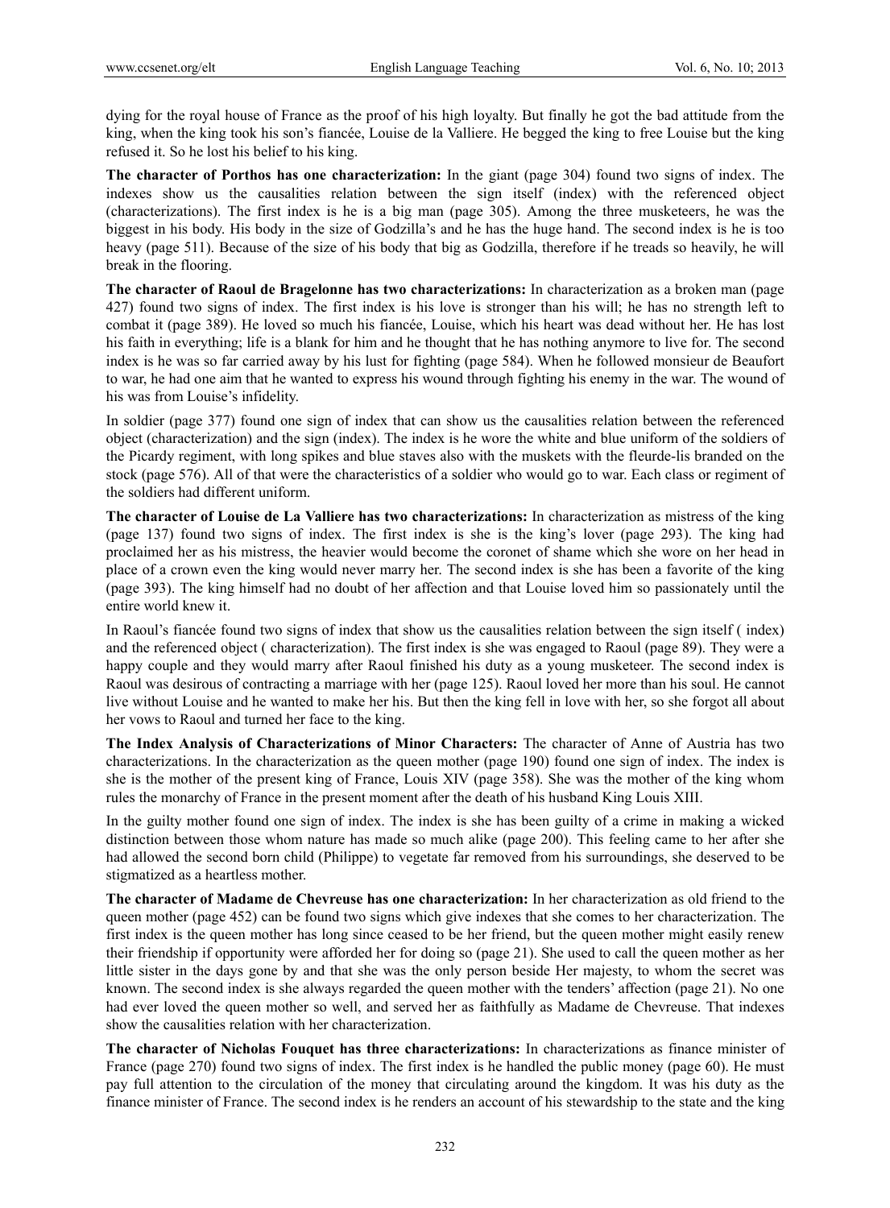dying for the royal house of France as the proof of his high loyalty. But finally he got the bad attitude from the king, when the king took his son's fiancée, Louise de la Valliere. He begged the king to free Louise but the king refused it. So he lost his belief to his king.

**The character of Porthos has one characterization:** In the giant (page 304) found two signs of index. The indexes show us the causalities relation between the sign itself (index) with the referenced object (characterizations). The first index is he is a big man (page 305). Among the three musketeers, he was the biggest in his body. His body in the size of Godzilla's and he has the huge hand. The second index is he is too heavy (page 511). Because of the size of his body that big as Godzilla, therefore if he treads so heavily, he will break in the flooring.

**The character of Raoul de Bragelonne has two characterizations:** In characterization as a broken man (page 427) found two signs of index. The first index is his love is stronger than his will; he has no strength left to combat it (page 389). He loved so much his fiancée, Louise, which his heart was dead without her. He has lost his faith in everything; life is a blank for him and he thought that he has nothing anymore to live for. The second index is he was so far carried away by his lust for fighting (page 584). When he followed monsieur de Beaufort to war, he had one aim that he wanted to express his wound through fighting his enemy in the war. The wound of his was from Louise's infidelity.

In soldier (page 377) found one sign of index that can show us the causalities relation between the referenced object (characterization) and the sign (index). The index is he wore the white and blue uniform of the soldiers of the Picardy regiment, with long spikes and blue staves also with the muskets with the fleurde-lis branded on the stock (page 576). All of that were the characteristics of a soldier who would go to war. Each class or regiment of the soldiers had different uniform.

**The character of Louise de La Valliere has two characterizations:** In characterization as mistress of the king (page 137) found two signs of index. The first index is she is the king's lover (page 293). The king had proclaimed her as his mistress, the heavier would become the coronet of shame which she wore on her head in place of a crown even the king would never marry her. The second index is she has been a favorite of the king (page 393). The king himself had no doubt of her affection and that Louise loved him so passionately until the entire world knew it.

In Raoul's fiancée found two signs of index that show us the causalities relation between the sign itself ( index) and the referenced object ( characterization). The first index is she was engaged to Raoul (page 89). They were a happy couple and they would marry after Raoul finished his duty as a young musketeer. The second index is Raoul was desirous of contracting a marriage with her (page 125). Raoul loved her more than his soul. He cannot live without Louise and he wanted to make her his. But then the king fell in love with her, so she forgot all about her vows to Raoul and turned her face to the king.

**The Index Analysis of Characterizations of Minor Characters:** The character of Anne of Austria has two characterizations. In the characterization as the queen mother (page 190) found one sign of index. The index is she is the mother of the present king of France, Louis XIV (page 358). She was the mother of the king whom rules the monarchy of France in the present moment after the death of his husband King Louis XIII.

In the guilty mother found one sign of index. The index is she has been guilty of a crime in making a wicked distinction between those whom nature has made so much alike (page 200). This feeling came to her after she had allowed the second born child (Philippe) to vegetate far removed from his surroundings, she deserved to be stigmatized as a heartless mother.

**The character of Madame de Chevreuse has one characterization:** In her characterization as old friend to the queen mother (page 452) can be found two signs which give indexes that she comes to her characterization. The first index is the queen mother has long since ceased to be her friend, but the queen mother might easily renew their friendship if opportunity were afforded her for doing so (page 21). She used to call the queen mother as her little sister in the days gone by and that she was the only person beside Her majesty, to whom the secret was known. The second index is she always regarded the queen mother with the tenders' affection (page 21). No one had ever loved the queen mother so well, and served her as faithfully as Madame de Chevreuse. That indexes show the causalities relation with her characterization.

**The character of Nicholas Fouquet has three characterizations:** In characterizations as finance minister of France (page 270) found two signs of index. The first index is he handled the public money (page 60). He must pay full attention to the circulation of the money that circulating around the kingdom. It was his duty as the finance minister of France. The second index is he renders an account of his stewardship to the state and the king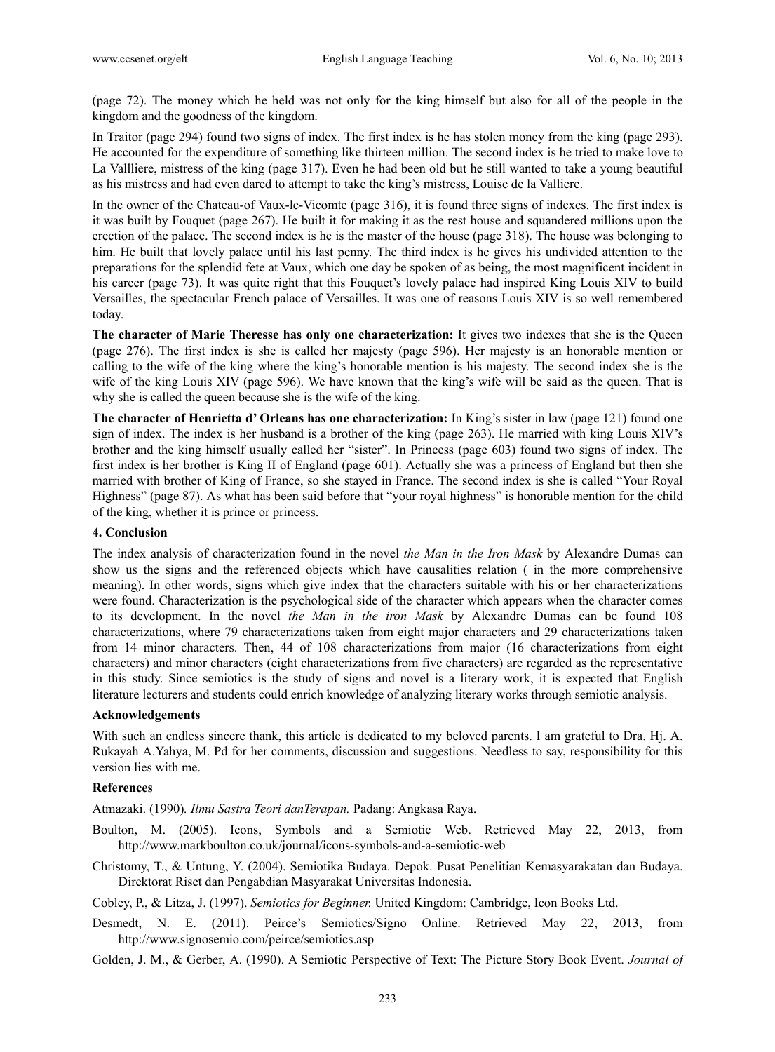(page 72). The money which he held was not only for the king himself but also for all of the people in the kingdom and the goodness of the kingdom.

In Traitor (page 294) found two signs of index. The first index is he has stolen money from the king (page 293). He accounted for the expenditure of something like thirteen million. The second index is he tried to make love to La Vallliere, mistress of the king (page 317). Even he had been old but he still wanted to take a young beautiful as his mistress and had even dared to attempt to take the king's mistress, Louise de la Valliere.

In the owner of the Chateau-of Vaux-le-Vicomte (page 316), it is found three signs of indexes. The first index is it was built by Fouquet (page 267). He built it for making it as the rest house and squandered millions upon the erection of the palace. The second index is he is the master of the house (page 318). The house was belonging to him. He built that lovely palace until his last penny. The third index is he gives his undivided attention to the preparations for the splendid fete at Vaux, which one day be spoken of as being, the most magnificent incident in his career (page 73). It was quite right that this Fouquet's lovely palace had inspired King Louis XIV to build Versailles, the spectacular French palace of Versailles. It was one of reasons Louis XIV is so well remembered today.

**The character of Marie Therese has only one characterization:** It gives two indexes that she is the Queen (page 276). The first index is she is called her majesty (page 596). Her majesty is an honorable mention or calling to the wife of the king where the king's honorable mention is his majesty. The second index she is the wife of the king Louis XIV (page 596). We have known that the king's wife will be said as the queen. That is why she is called the queen because she is the wife of the king.

**The character of Henrietta d' Orleans has one characterization:** In King's sister in law (page 121) found one sign of index. The index is her husband is a brother of the king (page 263). He married with king Louis XIV's brother and the king himself usually called her "sister". In Princess (page 603) found two signs of index. The first index is her brother is King II of England (page 601). Actually she was a princess of England but then she married with brother of King of France, so she stayed in France. The second index is she is called "Your Royal Highness" (page 87). As what has been said before that "your royal highness" is honorable mention for the child of the king, whether it is prince or princess.

## 4. Conclusion

The index analysis of characterization found in the novel *the Man in the Iron Mask* by Alexandre Dumas can show us the signs and the referenced objects which have causalities relation ( in the more comprehensive meaning). In other words, signs which give index that the characters suitable with his or her characterizations were found. Characterization is the psychological side of the character which appears when the character comes to its development. In the novel *the Man in the iron Mask* by Alexandre Dumas can be found 108 characterizations, where 79 characterizations taken from eight major characters and 29 characterizations taken from 14 minor characters. Then, 44 of 108 characterizations from major (16 characterizations from eight characters) and minor characters (eight characterizations from five characters) are regarded as the representative in this study. Since semiotics is the study of signs and novel is a literary work, it is expected that English literature lecturers and students could enrich knowledge of analyzing literary works through semiotic analysis.

## Acknowledgements

With such an endless sincere thank, this article is dedicated to my beloved parents. I am grateful to Dra. Hj. A. Rukayah A.Yahya, M. Pd for her comments, discussion and suggestions. Needless to say, responsibility for this version lies with me.

## References

Atmazaki. (1990). *Ilmu Sastra Teori danTerapan.* Padang: Angkasa Raya.

Boulton, M. (2005). Icons, Symbols and a Semiotic Web. Retrieved May 22, 2013, from http://www.markboulton.co.uk/journal/icons-symbols-and-a-semiotic-web

Christomy, T., & Untung, Y. (2004). Semiotika Budaya. Depok. Pusat Penelitian Kemasyarakatan dan Budaya. Direktorat Riset dan Pengabdian Masyarakat Universitas Indonesia.

Cobley, P., & Litza, J. (1997). *Semiotics for Beginner.* United Kingdom: Cambridge, Icon Books Ltd.

Desmedt, N. E. (2011). Peirce's Semiotics/Signo Online. Retrieved May 22, 2013, from http://www.signosemio.com/peirce/semiotics.asp

Golden, J. M., & Gerber, A. (1990). A Semiotic Perspective of Text: The Picture Story Book Event. *Journal of*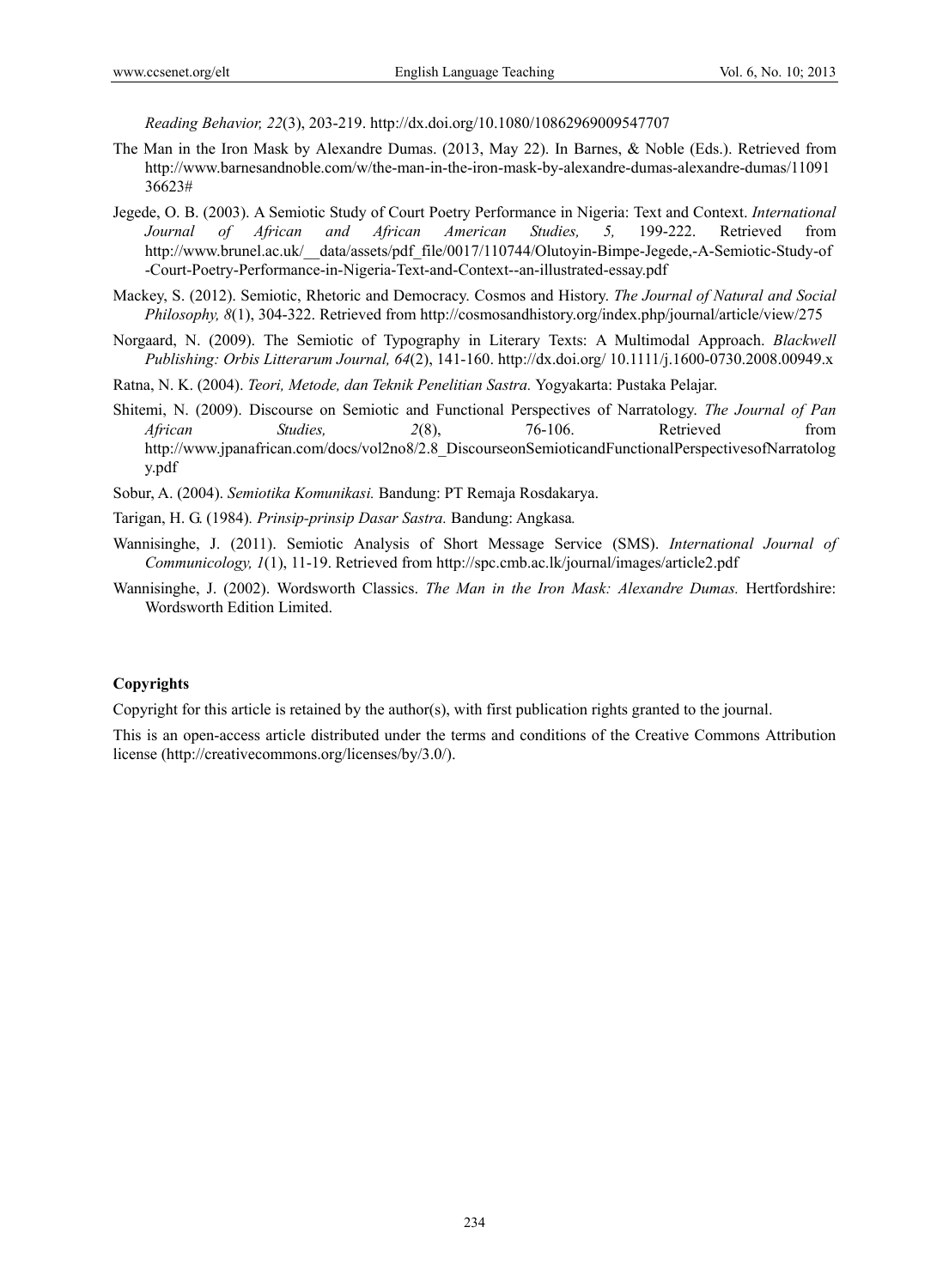*Reading Behavior, 22*(3), 203-219. http://dx.doi.org/10.1080/10862969009547707

The Man in the Iron Mask by Alexandre Dumas. (2013, May 22). In Barnes, & Noble (Eds.). Retrieved from http://www.barnesandnoble.com/w/the-man-in-the-iron-mask-by-alexandre-dumas-alexandre-dumas/1109136623#

Jegede, O. B. (2003). A Semiotic Study of Court Poetry Performance in Nigeria: Text and Context. *International Journal of African and African American Studies, 5,* 199-222. Retrieved from http://www.brunel.ac.uk/__data/assets/pdf_file/0017/110744/Olutoyin-Bimpe-Jegede,-A-Semiotic-Study-of-Court-Poetry-Performance-in-Nigeria-Text-and-Context--an-illustrated-essay.pdf

Mackey, S. (2012). Semiotic, Rhetoric and Democracy. Cosmos and History. *The Journal of Natural and Social Philosophy, 8*(1), 304-322. Retrieved from http://cosmosandhistory.org/index.php/journal/article/view/275

Norgaard, N. (2009). The Semiotic of Typography in Literary Texts: A Multimodal Approach. *Blackwell Publishing: Orbis Litterarum Journal, 64*(2), 141-160. http://dx.doi.org/ 10.1111/j.1600-0730.2008.00949.x

Ratna, N. K. (2004). *Teori, Metode, dan Teknik Penelitian Sastra.* Yogyakarta: Pustaka Pelajar.

Shitemi, N. (2009). Discourse on Semiotic and Functional Perspectives of Narratology. *The Journal of Pan African Studies, 2*(8), 76-106. Retrieved from http://www.jpanafrican.com/docs/vol2no8/2.8_DiscourseonSemioticandFunctionalPerspectivesofNarratology.pdf

Sobur, A. (2004). *Semiotika Komunikasi.* Bandung: PT Remaja Rosdakarya.

Tarigan, H. G. (1984). *Prinsip-prinsip Dasar Sastra.* Bandung: Angkasa*.*

Wannisinghe, J. (2011). Semiotic Analysis of Short Message Service (SMS). *International Journal of Communicology, 1*(1), 11-19. Retrieved from http://spc.cmb.ac.lk/journal/images/article2.pdf

Wannisinghe, J. (2002). Wordsworth Classics. *The Man in the Iron Mask: Alexandre Dumas.* Hertfordshire: Wordsworth Edition Limited.

**Copyrights**

Copyright for this article is retained by the author(s), with first publication rights granted to the journal.

This is an open-access article distributed under the terms and conditions of the Creative Commons Attribution license (http://creativecommons.org/licenses/by/3.0/).